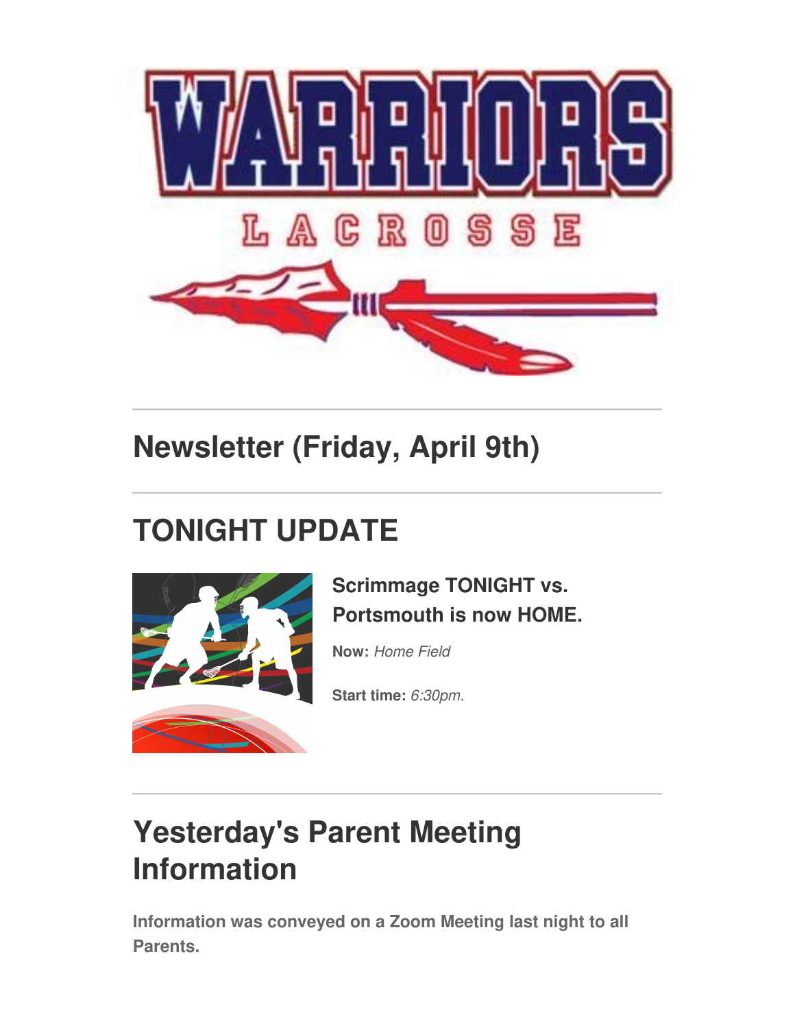# WARRIORS

LACROSSE

## Newsletter (Friday, April 9th)

## TONIGHT UPDATE

### Scrimmage TONIGHT vs. Portsmouth is now HOME.

**Now:** *Home Field*

**Start time:** *6:30pm.*

## Yesterday's Parent Meeting Information

**Information was conveyed on a Zoom Meeting last night to all Parents.**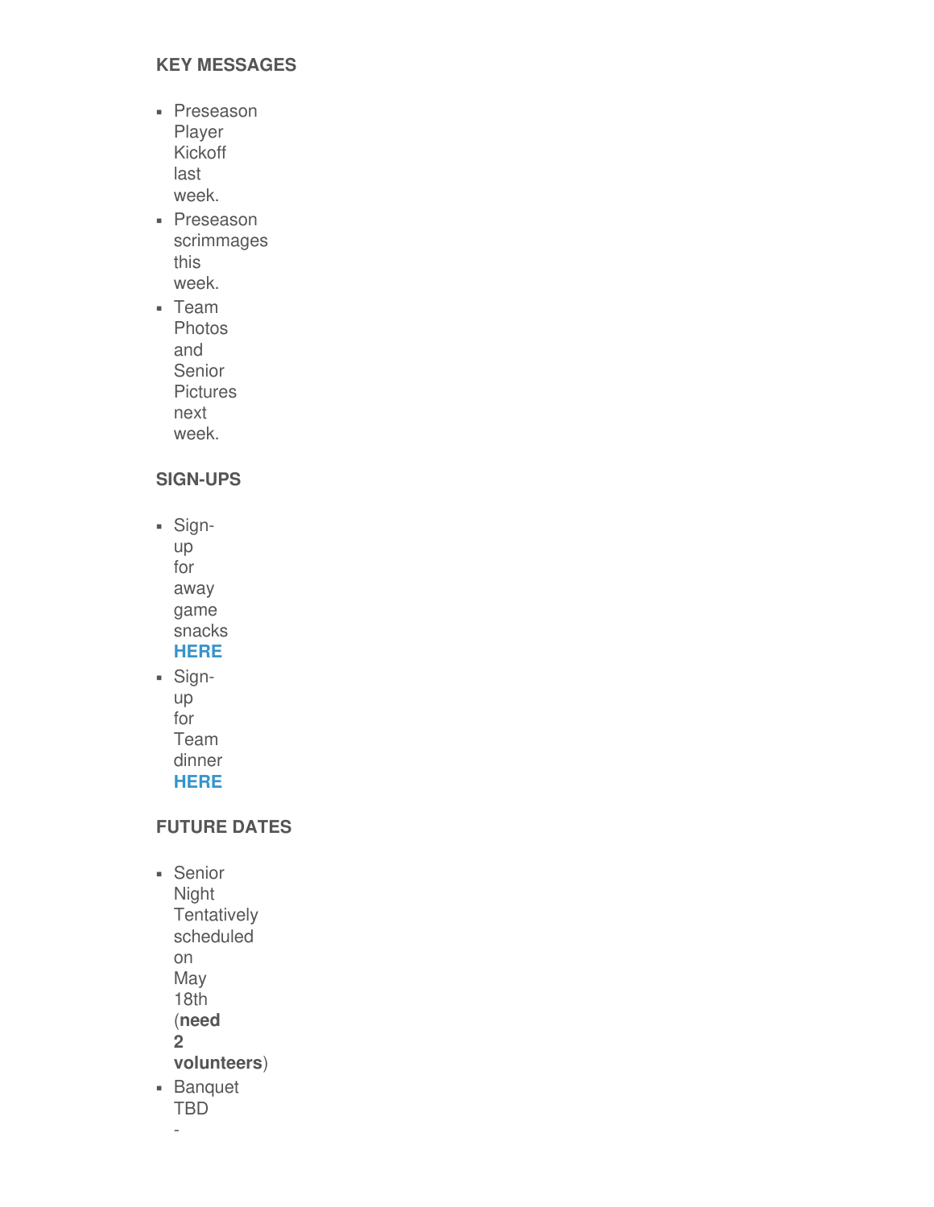### KEY MESSAGES

- Preseason Player Kickoff last week.
- Preseason scrimmages this week.
- Team Photos and Senior Pictures next week.

### SIGN-UPS

- Sign-up for away game snacks **HERE**
- Sign-up for Team dinner **HERE**

### FUTURE DATES

- Senior Night Tentatively scheduled on May 18th (**need 2 volunteers**)
- Banquet TBD -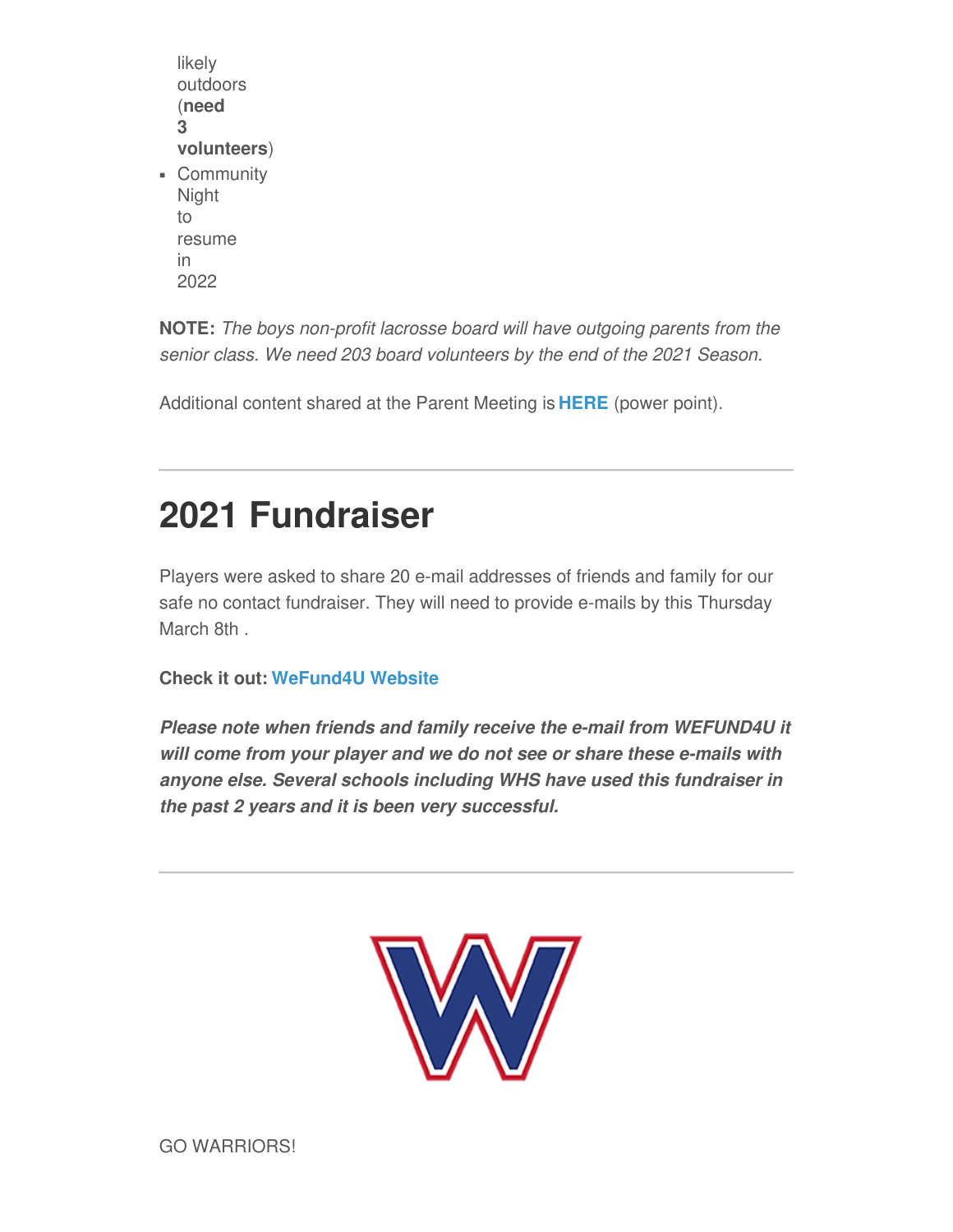likely outdoors (**need 3 volunteers**)

- Community Night to resume in 2022

**NOTE:** *The boys non-profit lacrosse board will have outgoing parents from the senior class. We need 203 board volunteers by the end of the 2021 Season.*

Additional content shared at the Parent Meeting is **HERE** (power point).

---

# 2021 Fundraiser

Players were asked to share 20 e-mail addresses of friends and family for our safe no contact fundraiser. They will need to provide e-mails by this Thursday March 8th .

**Check it out: WeFund4U Website**

***Please note when friends and family receive the e-mail from WEFUND4U it will come from your player and we do not see or share these e-mails with anyone else. Several schools including WHS have used this fundraiser in the past 2 years and it is been very successful.***

---

GO WARRIORS!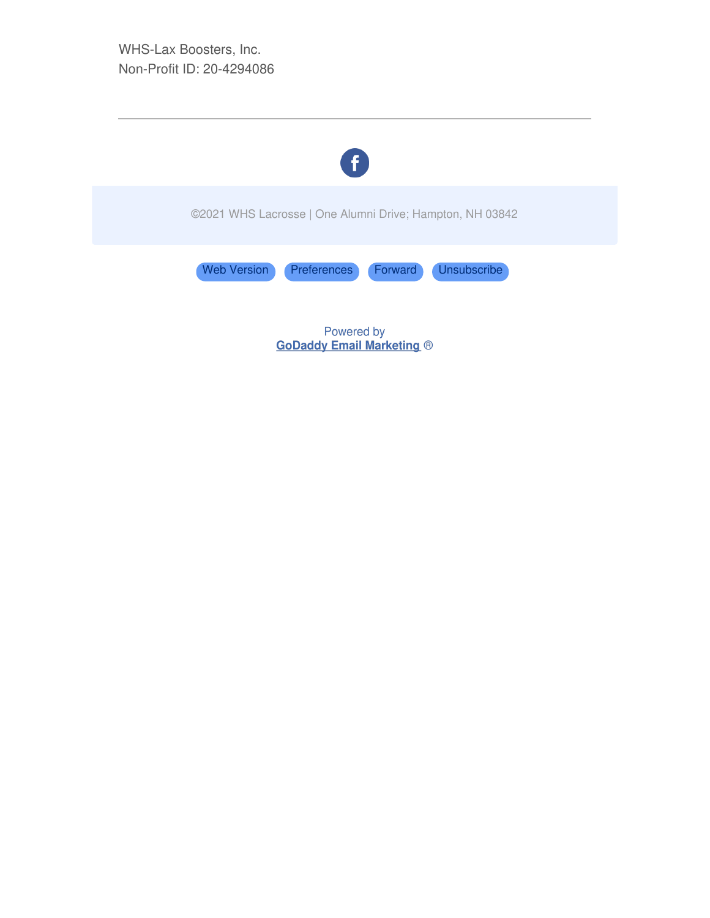WHS-Lax Boosters, Inc.
Non-Profit ID: 20-4294086

---

©2021 WHS Lacrosse | One Alumni Drive; Hampton, NH 03842

Web Version Preferences Forward Unsubscribe

Powered by
**GoDaddy Email Marketing** ®